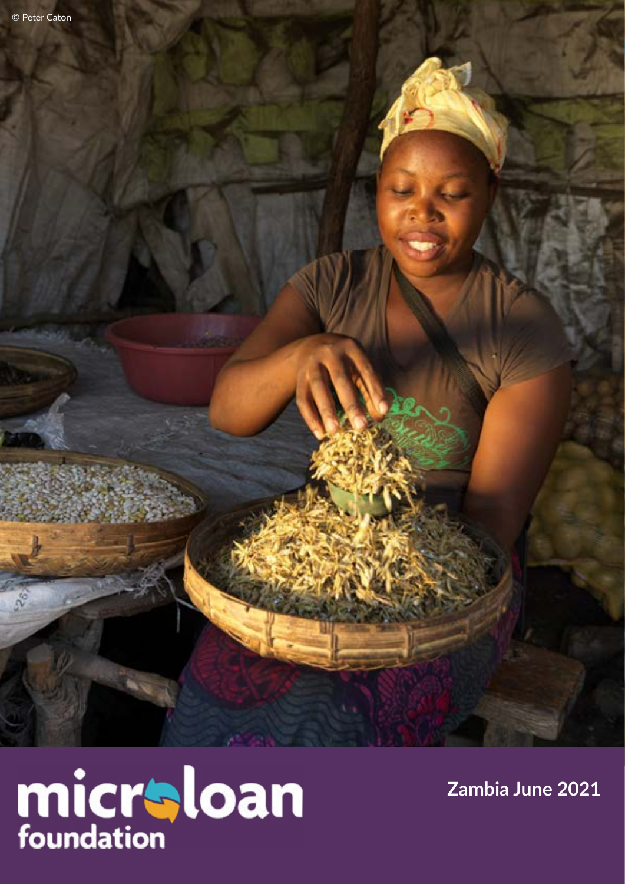© Peter Caton

microloan foundation

Zambia June 2021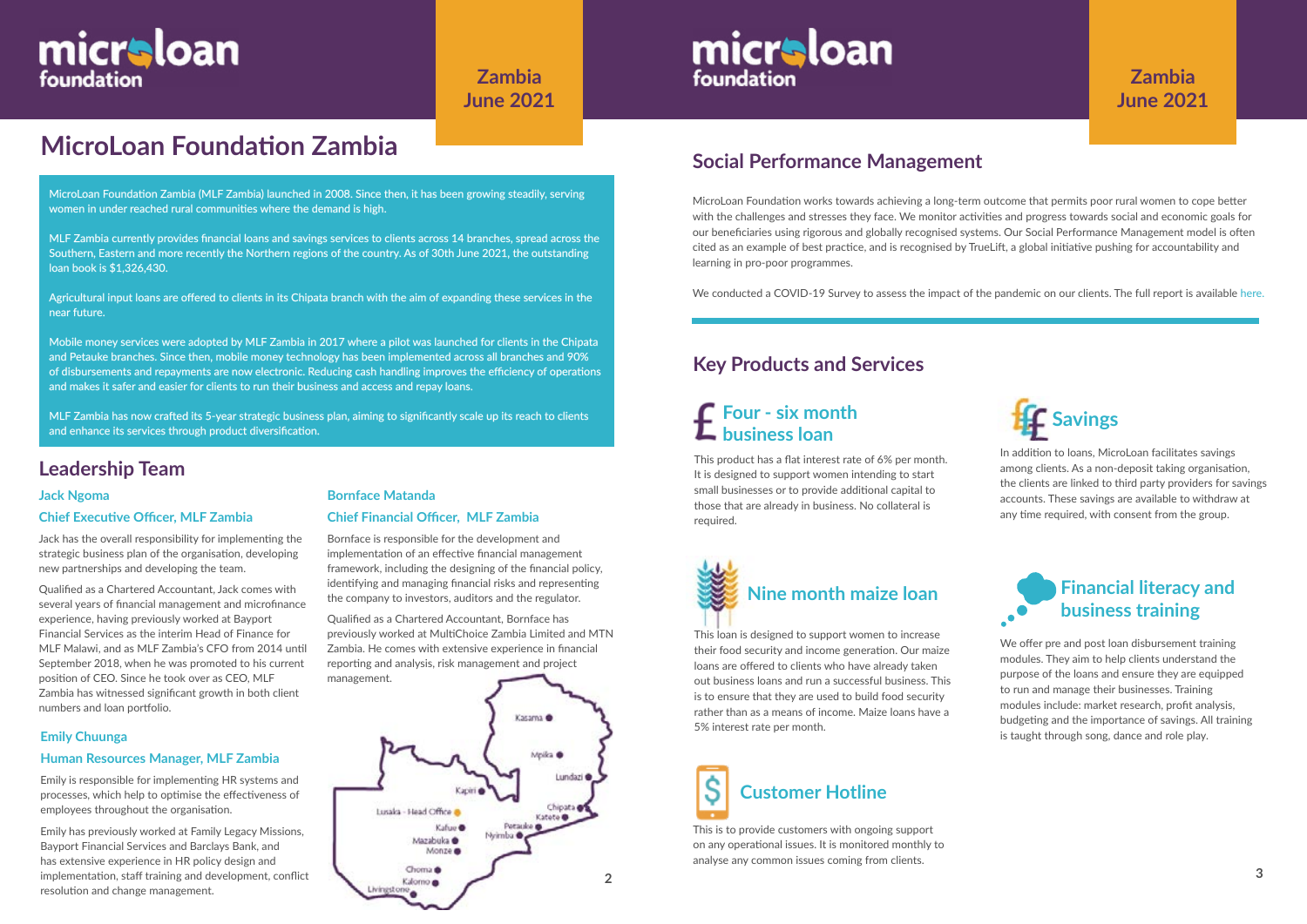# MicroLoan Foundation Zambia

MicroLoan Foundation Zambia (MLF Zambia) launched in 2008. Since then, it has been growing steadily, serving women in under reached rural communities where the demand is high.

MLF Zambia currently provides financial loans and savings services to clients across 14 branches, spread across the Southern, Eastern and more recently the Northern regions of the country. As of 30th June 2021, the outstanding loan book is $1,326,430.

Agricultural input loans are offered to clients in its Chipata branch with the aim of expanding these services in the near future.

Mobile money services were adopted by MLF Zambia in 2017 where a pilot was launched for clients in the Chipata and Petauke branches. Since then, mobile money technology has been implemented across all branches and 90% of disbursements and repayments are now electronic. Reducing cash handling improves the efficiency of operations and makes it safer and easier for clients to run their business and access and repay loans.

MLF Zambia has now crafted its 5-year strategic business plan, aiming to significantly scale up its reach to clients and enhance its services through product diversification.

## Leadership Team

### Jack Ngoma

### Chief Executive Officer, MLF Zambia

Jack has the overall responsibility for implementing the strategic business plan of the organisation, developing new partnerships and developing the team.

Qualified as a Chartered Accountant, Jack comes with several years of financial management and microfinance experience, having previously worked at Bayport Financial Services as the interim Head of Finance for MLF Malawi, and as MLF Zambia's CFO from 2014 until September 2018, when he was promoted to his current position of CEO. Since he took over as CEO, MLF Zambia has witnessed significant growth in both client numbers and loan portfolio.

### Emily Chuunga

### Human Resources Manager, MLF Zambia

Emily is responsible for implementing HR systems and processes, which help to optimise the effectiveness of employees throughout the organisation.

Emily has previously worked at Family Legacy Missions, Bayport Financial Services and Barclays Bank, and has extensive experience in HR policy design and implementation, staff training and development, conflict resolution and change management.

### Bornface Matanda

### Chief Financial Officer, MLF Zambia

Bornface is responsible for the development and implementation of an effective financial management framework, including the designing of the financial policy, identifying and managing financial risks and representing the company to investors, auditors and the regulator.

Qualified as a Chartered Accountant, Bornface has previously worked at MultiChoice Zambia Limited and MTN Zambia. He comes with extensive experience in financial reporting and analysis, risk management and project management.

Kasama, Mpika, Lundazi, Kapiri, Chipata, Katete, Lusaka - Head Office, Kafue, Petauke, Nyimba, Mazabuka, Monze, Choma, Kalomo, Livingstone

## Social Performance Management

MicroLoan Foundation works towards achieving a long-term outcome that permits poor rural women to cope better with the challenges and stresses they face. We monitor activities and progress towards social and economic goals for our beneficiaries using rigorous and globally recognised systems. Our Social Performance Management model is often cited as an example of best practice, and is recognised by TrueLift, a global initiative pushing for accountability and learning in pro-poor programmes.

We conducted a COVID-19 Survey to assess the impact of the pandemic on our clients. The full report is available here.

## Key Products and Services

### Four - six month business loan

This product has a flat interest rate of 6% per month. It is designed to support women intending to start small businesses or to provide additional capital to those that are already in business. No collateral is required.

### Nine month maize loan

This loan is designed to support women to increase their food security and income generation. Our maize loans are offered to clients who have already taken out business loans and run a successful business. This is to ensure that they are used to build food security rather than as a means of income. Maize loans have a 5% interest rate per month.

### Customer Hotline

This is to provide customers with ongoing support on any operational issues. It is monitored monthly to analyse any common issues coming from clients.

### Savings

In addition to loans, MicroLoan facilitates savings among clients. As a non-deposit taking organisation, the clients are linked to third party providers for savings accounts. These savings are available to withdraw at any time required, with consent from the group.

### Financial literacy and business training

We offer pre and post loan disbursement training modules. They aim to help clients understand the purpose of the loans and ensure they are equipped to run and manage their businesses. Training modules include: market research, profit analysis, budgeting and the importance of savings. All training is taught through song, dance and role play.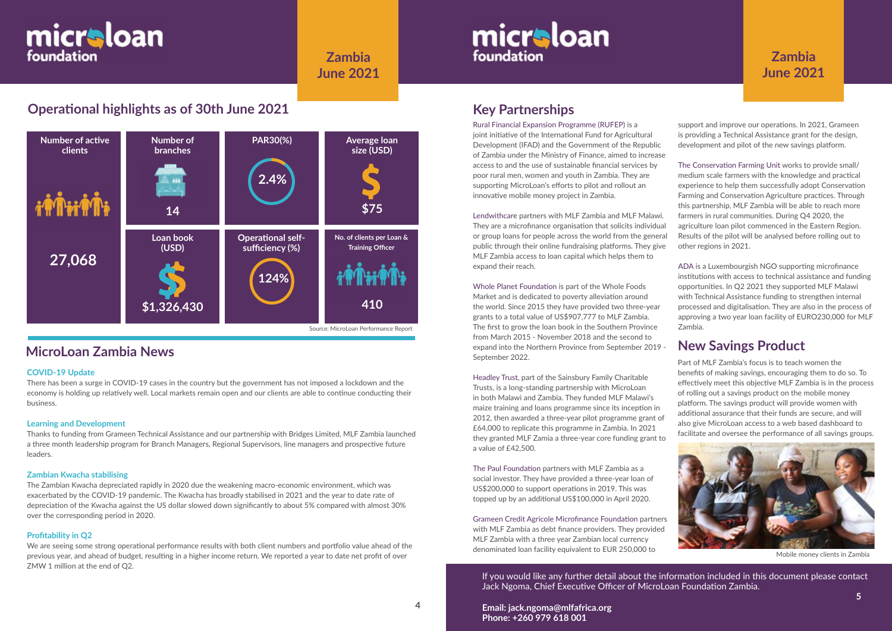# Zambia June 2021

## Operational highlights as of 30th June 2021

| Number of active clients | Number of branches | PAR30(%) | Average loan size (USD) |
|---|---|---|---|
| 27,068 | 14 | 2.4% | $75 |
| | **Loan book (USD)** | **Operational self-sufficiency (%)** | **No. of clients per Loan & Training Officer** |
| | $1,326,430 | 124% | 410 |

Source: MicroLoan Performance Report

## MicroLoan Zambia News

### COVID-19 Update

There has been a surge in COVID-19 cases in the country but the government has not imposed a lockdown and the economy is holding up relatively well. Local markets remain open and our clients are able to continue conducting their business.

### Learning and Development

Thanks to funding from Grameen Technical Assistance and our partnership with Bridges Limited, MLF Zambia launched a three month leadership program for Branch Managers, Regional Supervisors, line managers and prospective future leaders.

### Zambian Kwacha stabilising

The Zambian Kwacha depreciated rapidly in 2020 due the weakening macro-economic environment, which was exacerbated by the COVID-19 pandemic. The Kwacha has broadly stabilised in 2021 and the year to date rate of depreciation of the Kwacha against the US dollar slowed down significantly to about 5% compared with almost 30% over the corresponding period in 2020.

### Profitability in Q2

We are seeing some strong operational performance results with both client numbers and portfolio value ahead of the previous year, and ahead of budget, resulting in a higher income return. We reported a year to date net profit of over ZMW 1 million at the end of Q2.

## Key Partnerships

Rural Financial Expansion Programme (RUFEP) is a joint initiative of the International Fund for Agricultural Development (IFAD) and the Government of the Republic of Zambia under the Ministry of Finance, aimed to increase access to and the use of sustainable financial services by poor rural men, women and youth in Zambia. They are supporting MicroLoan's efforts to pilot and rollout an innovative mobile money project in Zambia.

Lendwithcare partners with MLF Zambia and MLF Malawi. They are a microfinance organisation that solicits individual or group loans for people across the world from the general public through their online fundraising platforms. They give MLF Zambia access to loan capital which helps them to expand their reach.

Whole Planet Foundation is part of the Whole Foods Market and is dedicated to poverty alleviation around the world. Since 2015 they have provided two three-year grants to a total value of US$907,777 to MLF Zambia. The first to grow the loan book in the Southern Province from March 2015 - November 2018 and the second to expand into the Northern Province from September 2019 - September 2022.

Headley Trust, part of the Sainsbury Family Charitable Trusts, is a long-standing partnership with MicroLoan in both Malawi and Zambia. They funded MLF Malawi's maize training and loans programme since its inception in 2012, then awarded a three-year pilot programme grant of £64,000 to replicate this programme in Zambia. In 2021 they granted MLF Zamia a three-year core funding grant to a value of £42,500.

The Paul Foundation partners with MLF Zambia as a social investor. They have provided a three-year loan of US$200,000 to support operations in 2019. This was topped up by an additional US$100,000 in April 2020.

Grameen Credit Agricole Microfinance Foundation partners with MLF Zambia as debt finance providers. They provided MLF Zambia with a three year Zambian local currency denominated loan facility equivalent to EUR 250,000 to support and improve our operations. In 2021, Grameen is providing a Technical Assistance grant for the design, development and pilot of the new savings platform.

The Conservation Farming Unit works to provide small/medium scale farmers with the knowledge and practical experience to help them successfully adopt Conservation Farming and Conservation Agriculture practices. Through this partnership, MLF Zambia will be able to reach more farmers in rural communities. During Q4 2020, the agriculture loan pilot commenced in the Eastern Region. Results of the pilot will be analysed before rolling out to other regions in 2021.

ADA is a Luxembourgish NGO supporting microfinance institutions with access to technical assistance and funding opportunities. In Q2 2021 they supported MLF Malawi with Technical Assistance funding to strengthen internal processed and digitalisation. They are also in the process of approving a two year loan facility of EURO230,000 for MLF Zambia.

## New Savings Product

Part of MLF Zambia's focus is to teach women the benefits of making savings, encouraging them to do so. To effectively meet this objective MLF Zambia is in the process of rolling out a savings product on the mobile money platform. The savings product will provide women with additional assurance that their funds are secure, and will also give MicroLoan access to a web based dashboard to facilitate and oversee the performance of all savings groups.

Mobile money clients in Zambia

If you would like any further detail about the information included in this document please contact Jack Ngoma, Chief Executive Officer of MicroLoan Foundation Zambia.

**Email: jack.ngoma@mlfafrica.org**
**Phone: +260 979 618 001**